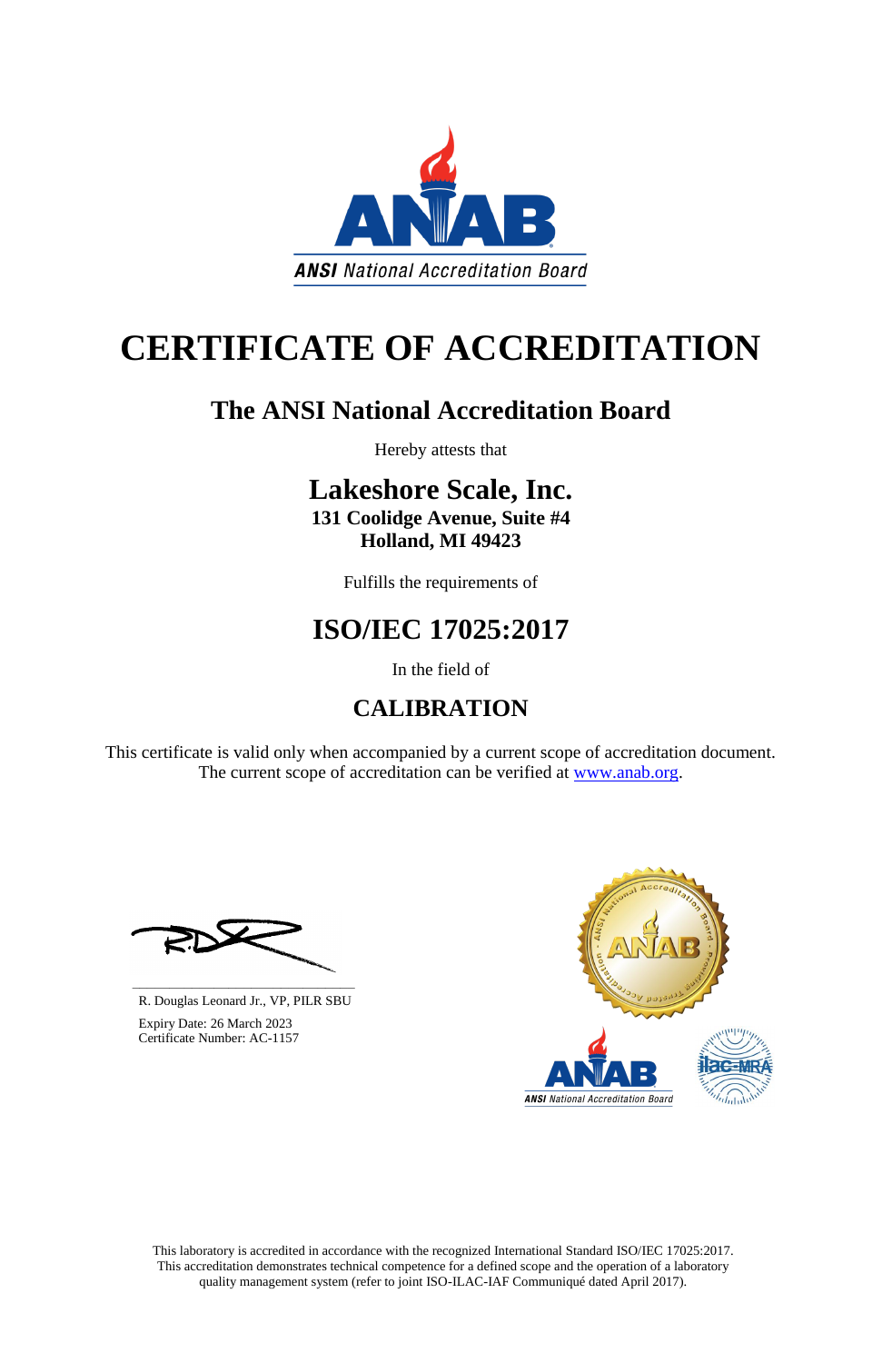ANAB

ANSI National Accreditation Board

# CERTIFICATE OF ACCREDITATION

## The ANSI National Accreditation Board

Hereby attests that

## Lakeshore Scale, Inc.

**131 Coolidge Avenue, Suite #4**
**Holland, MI 49423**

Fulfills the requirements of

## ISO/IEC 17025:2017

In the field of

## CALIBRATION

This certificate is valid only when accompanied by a current scope of accreditation document. The current scope of accreditation can be verified at www.anab.org.

R. Douglas Leonard Jr., VP, PILR SBU

Expiry Date: 26 March 2023
Certificate Number: AC-1157

This laboratory is accredited in accordance with the recognized International Standard ISO/IEC 17025:2017. This accreditation demonstrates technical competence for a defined scope and the operation of a laboratory quality management system (refer to joint ISO-ILAC-IAF Communiqué dated April 2017).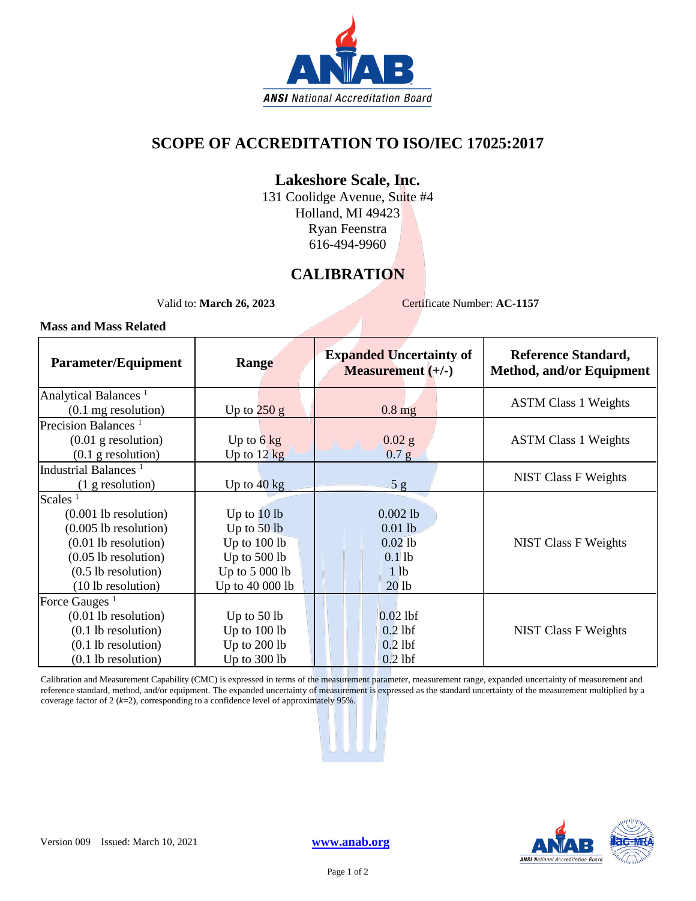# SCOPE OF ACCREDITATION TO ISO/IEC 17025:2017

## Lakeshore Scale, Inc.

131 Coolidge Avenue, Suite #4
Holland, MI 49423
Ryan Feenstra
616-494-9960

## CALIBRATION

Valid to: **March 26, 2023**     Certificate Number: **AC-1157**

### Mass and Mass Related

| Parameter/Equipment | Range | Expanded Uncertainty of Measurement (+/-) | Reference Standard, Method, and/or Equipment |
|---|---|---|---|
| Analytical Balances [1] (0.1 mg resolution) | Up to 250 g | 0.8 mg | ASTM Class 1 Weights |
| Precision Balances [1] (0.01 g resolution) | Up to 6 kg | 0.02 g | ASTM Class 1 Weights |
| (0.1 g resolution) | Up to 12 kg | 0.7 g | |
| Industrial Balances [1] (1 g resolution) | Up to 40 kg | 5 g | NIST Class F Weights |
| Scales [1] (0.001 lb resolution) | Up to 10 lb | 0.002 lb | NIST Class F Weights |
| (0.005 lb resolution) | Up to 50 lb | 0.01 lb | |
| (0.01 lb resolution) | Up to 100 lb | 0.02 lb | |
| (0.05 lb resolution) | Up to 500 lb | 0.1 lb | |
| (0.5 lb resolution) | Up to 5 000 lb | 1 lb | |
| (10 lb resolution) | Up to 40 000 lb | 20 lb | |
| Force Gauges [1] (0.01 lb resolution) | Up to 50 lb | 0.02 lbf | NIST Class F Weights |
| (0.1 lb resolution) | Up to 100 lb | 0.2 lbf | |
| (0.1 lb resolution) | Up to 200 lb | 0.2 lbf | |
| (0.1 lb resolution) | Up to 300 lb | 0.2 lbf | |

Calibration and Measurement Capability (CMC) is expressed in terms of the measurement parameter, measurement range, expanded uncertainty of measurement and reference standard, method, and/or equipment. The expanded uncertainty of measurement is expressed as the standard uncertainty of the measurement multiplied by a coverage factor of 2 ($k$=2), corresponding to a confidence level of approximately 95%.

Version 009 Issued: March 10, 2021

**www.anab.org**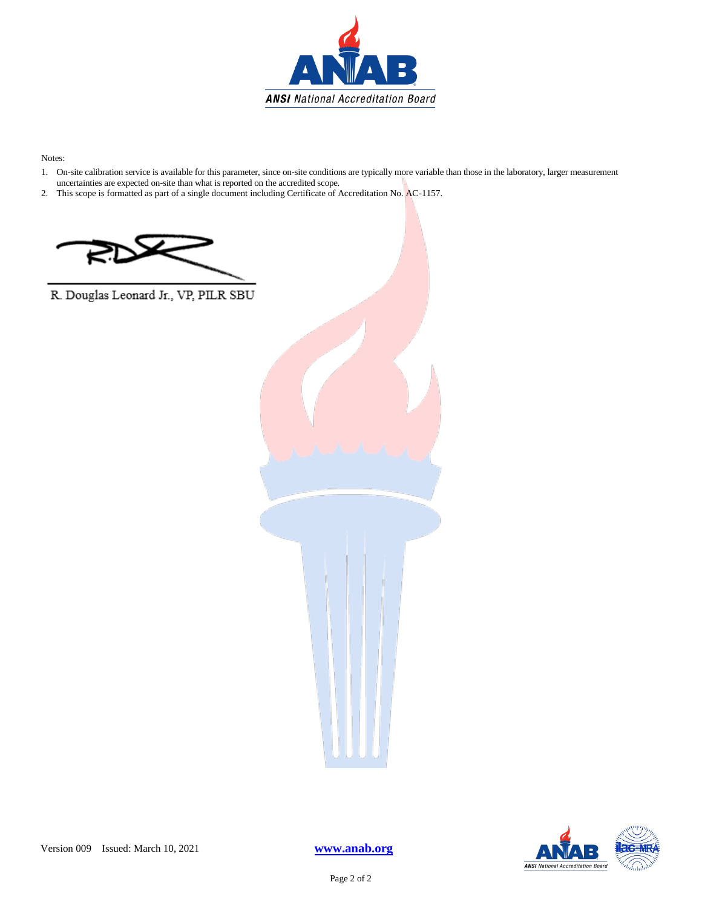Notes:

1. On-site calibration service is available for this parameter, since on-site conditions are typically more variable than those in the laboratory, larger measurement uncertainties are expected on-site than what is reported on the accredited scope.
2. This scope is formatted as part of a single document including Certificate of Accreditation No. AC-1157.

R. Douglas Leonard Jr., VP, PILR SBU

Version 009 Issued: March 10, 2021 **www.anab.org**